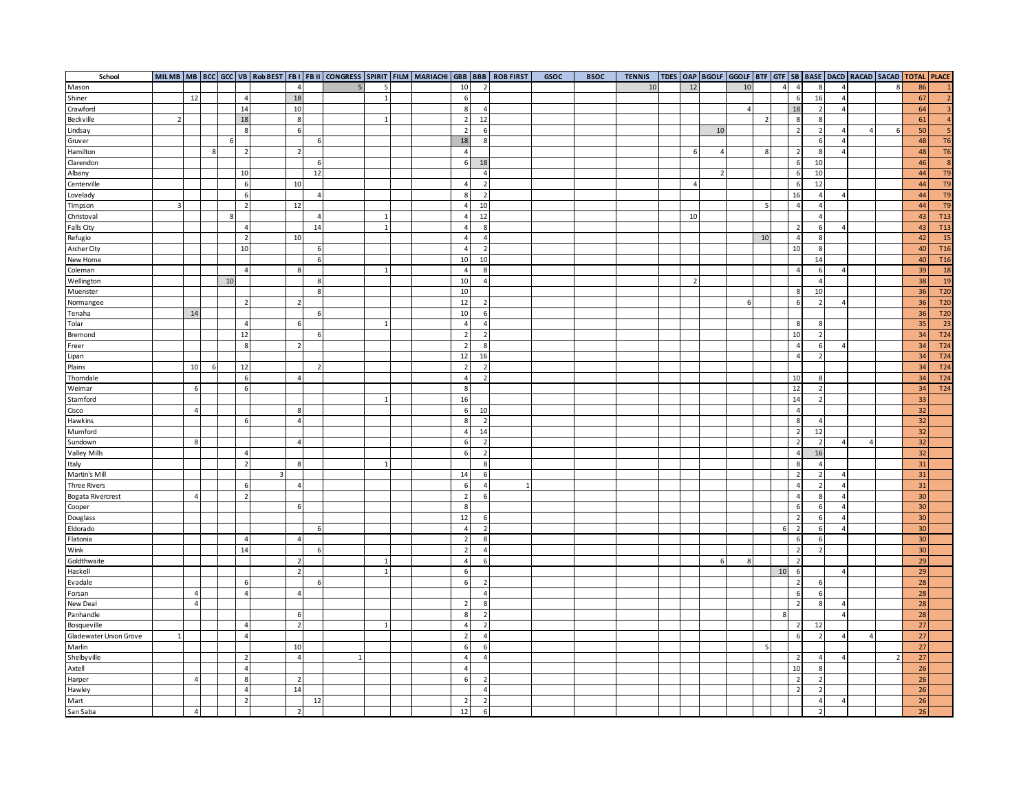| School | MIL MB | MB | BCC | GCC | VB | Rob BEST | FB I | FB II | CONGRESS | SPIRIT | FILM | MARIACHI | GBB | BBB | ROB FIRST | GSOC | BSOC | TENNIS | TDES | OAP | BGOLF | GGOLF | BTF | GTF | SB | BASE | DACD | RACAD | SACAD | TOTAL | PLACE |
|---|---|---|---|---|---|---|---|---|---|---|---|---|---|---|---|---|---|---|---|---|---|---|---|---|---|---|---|---|---|---|---|
| Mason | | | | | | | 4 | | 5 | 5 | | | 10 | 2 | | | | 10 | | 12 | | 10 | | 4 | 4 | 8 | 4 | | 8 | 86 | 1 |
| Shiner | | 12 | | | 4 | | 18 | | | 1 | | | 6 | | | | | | | | | | | | 6 | 16 | 4 | | | 67 | 2 |
| Crawford | | | | | 14 | | 10 | | | | | | 8 | 4 | | | | | | | | 4 | | | 18 | 2 | 4 | | | 64 | 3 |
| Beckville | 2 | | | | 18 | | 8 | | | 1 | | | 2 | 12 | | | | | | | | | 2 | | 8 | 8 | | | | 61 | 4 |
| Lindsay | | | | | 8 | | 6 | | | | | | 2 | 6 | | | | | | | 10 | | | | 2 | 2 | 4 | 4 | 6 | 50 | 5 |
| Gruver | | | | 6 | | | | 6 | | | | | 18 | 8 | | | | | | | | | | | | 6 | 4 | | | 48 | T6 |
| Hamilton | | | 8 | | 2 | | 2 | | | | | | 4 | | | | | | | 6 | 4 | | 8 | | 2 | 8 | 4 | | | 48 | T6 |
| Clarendon | | | | | | | | 6 | | | | | 6 | 18 | | | | | | | | | | | 6 | 10 | | | | 46 | 8 |
| Albany | | | | | 10 | | | 12 | | | | | | 4 | | | | | | | 2 | | | | 6 | 10 | | | | 44 | T9 |
| Centerville | | | | | 6 | | 10 | | | | | | 4 | 2 | | | | | | 4 | | | | | 6 | 12 | | | | 44 | T9 |
| Lovelady | | | | | 6 | | | 4 | | | | | 8 | 2 | | | | | | | | | | | 16 | 4 | 4 | | | 44 | T9 |
| Timpson | 3 | | | | 2 | | 12 | | | | | | 4 | 10 | | | | | | | | | 5 | | 4 | 4 | | | | 44 | T9 |
| Christoval | | | | 8 | | | | 4 | | 1 | | | 4 | 12 | | | | | | 10 | | | | | | 4 | | | | 43 | T13 |
| Falls City | | | | | 4 | | | 14 | | 1 | | | 4 | 8 | | | | | | | | | | | 2 | 6 | 4 | | | 43 | T13 |
| Refugio | | | | | 2 | | 10 | | | | | | 4 | 4 | | | | | | | | | 10 | | 4 | 8 | | | | 42 | 15 |
| Archer City | | | | | 10 | | | 6 | | | | | 4 | 2 | | | | | | | | | | | 10 | 8 | | | | 40 | T16 |
| New Home | | | | | | | | 6 | | | | | 10 | 10 | | | | | | | | | | | | 14 | | | | 40 | T16 |
| Coleman | | | | | 4 | | 8 | | | 1 | | | 4 | 8 | | | | | | | | | | | 4 | 6 | 4 | | | 39 | 18 |
| Wellington | | | | 10 | | | | 8 | | | | | 10 | 4 | | | | | | 2 | | | | | | 4 | | | | 38 | 19 |
| Muenster | | | | | | | | 8 | | | | | 10 | | | | | | | | | | | | 8 | 10 | | | | 36 | T20 |
| Normangee | | | | | 2 | | 2 | | | | | | 12 | 2 | | | | | | | | 6 | | | 6 | 2 | 4 | | | 36 | T20 |
| Tenaha | | 14 | | | | | | 6 | | | | | 10 | 6 | | | | | | | | | | | | | | | | 36 | T20 |
| Tolar | | | | | 4 | | 6 | | | 1 | | | 4 | 4 | | | | | | | | | | | 8 | 8 | | | | 35 | 23 |
| Bremond | | | | | 12 | | | 6 | | | | | 2 | 2 | | | | | | | | | | | 10 | 2 | | | | 34 | T24 |
| Freer | | | | | 8 | | 2 | | | | | | 2 | 8 | | | | | | | | | | | 4 | 6 | 4 | | | 34 | T24 |
| Lipan | | | | | | | | | | | | | 12 | 16 | | | | | | | | | | | 4 | 2 | | | | 34 | T24 |
| Plains | | 10 | 6 | | 12 | | | 2 | | | | | 2 | 2 | | | | | | | | | | | | | | | | 34 | T24 |
| Thorndale | | | | | 6 | | 4 | | | | | | 4 | 2 | | | | | | | | | | | 10 | 8 | | | | 34 | T24 |
| Weimar | | 6 | | | 6 | | | | | | | | 8 | | | | | | | | | | | | 12 | 2 | | | | 34 | T24 |
| Stamford | | | | | | | | | | 1 | | | 16 | | | | | | | | | | | | 14 | 2 | | | | 33 | |
| Cisco | | 4 | | | | | 8 | | | | | | 6 | 10 | | | | | | | | | | | 4 | | | | | 32 | |
| Hawkins | | | | | 6 | | 4 | | | | | | 8 | 2 | | | | | | | | | | | 8 | 4 | | | | 32 | |
| Mumford | | | | | | | | | | | | | 4 | 14 | | | | | | | | | | | 2 | 12 | | | | 32 | |
| Sundown | | 8 | | | | | 4 | | | | | | 6 | 2 | | | | | | | | | | | 2 | 2 | 4 | 4 | | 32 | |
| Valley Mills | | | | | 4 | | | | | | | | 6 | 2 | | | | | | | | | | | 4 | 16 | | | | 32 | |
| Italy | | | | | 2 | | 8 | | | 1 | | | | 8 | | | | | | | | | | | 8 | 4 | | | | 31 | |
| Martin's Mill | | | | | | 3 | | | | | | | 14 | 6 | | | | | | | | | | | 2 | 2 | 4 | | | 31 | |
| Three Rivers | | | | | 6 | | 4 | | | | | | 6 | 4 | 1 | | | | | | | | | | 4 | 2 | 4 | | | 31 | |
| Bogata Rivercrest | | 4 | | | 2 | | | | | | | | 2 | 6 | | | | | | | | | | | 4 | 8 | 4 | | | 30 | |
| Cooper | | | | | | | 6 | | | | | | 8 | | | | | | | | | | | | 6 | 6 | 4 | | | 30 | |
| Douglass | | | | | | | | | | | | | 12 | 6 | | | | | | | | | | | 2 | 6 | 4 | | | 30 | |
| Eldorado | | | | | | | | 6 | | | | | 4 | 2 | | | | | | | | | | 6 | 2 | 6 | 4 | | | 30 | |
| Flatonia | | | | | 4 | | 4 | | | | | | 2 | 8 | | | | | | | | | | | 6 | 6 | | | | 30 | |
| Wink | | | | | 14 | | | 6 | | | | | 2 | 4 | | | | | | | | | | | 2 | 2 | | | | 30 | |
| Goldthwaite | | | | | | | 2 | | | 1 | | | 4 | 6 | | | | | | | 6 | 8 | | | 2 | | | | | 29 | |
| Haskell | | | | | | | 2 | | | 1 | | | 6 | | | | | | | | | | | 10 | 6 | | 4 | | | 29 | |
| Evadale | | | | | 6 | | | 6 | | | | | 6 | 2 | | | | | | | | | | | 2 | 6 | | | | 28 | |
| Forsan | | 4 | | | 4 | | 4 | | | | | | | 4 | | | | | | | | | | | 6 | 6 | | | | 28 | |
| New Deal | | 4 | | | | | | | | | | | 2 | 8 | | | | | | | | | | | 2 | 8 | 4 | | | 28 | |
| Panhandle | | | | | | | 6 | | | | | | 8 | 2 | | | | | | | | | | 8 | | | 4 | | | 28 | |
| Bosqueville | | | | | 4 | | 2 | | | 1 | | | 4 | 2 | | | | | | | | | | | 2 | 12 | | | | 27 | |
| Gladewater Union Grove | 1 | | | | 4 | | | | | | | | 2 | 4 | | | | | | | | | | | 6 | 2 | 4 | 4 | | 27 | |
| Marlin | | | | | | | 10 | | | | | | 6 | 6 | | | | | | | | | 5 | | | | | | | 27 | |
| Shelbyville | | | | | 2 | | 4 | | 1 | | | | 4 | 4 | | | | | | | | | | | 2 | 4 | 4 | | 2 | 27 | |
| Axtell | | | | | 4 | | | | | | | | 4 | | | | | | | | | | | | 10 | 8 | | | | 26 | |
| Harper | | 4 | | | 8 | | 2 | | | | | | 6 | 2 | | | | | | | | | | | 2 | 2 | | | | 26 | |
| Hawley | | | | | 4 | | 14 | | | | | | | 4 | | | | | | | | | | | 2 | 2 | | | | 26 | |
| Mart | | | | | 2 | | | 12 | | | | | 2 | 2 | | | | | | | | | | | | 4 | 4 | | | 26 | |
| San Saba | | 4 | | | | | 2 | | | | | | 12 | 6 | | | | | | | | | | | | 2 | | | | 26 | |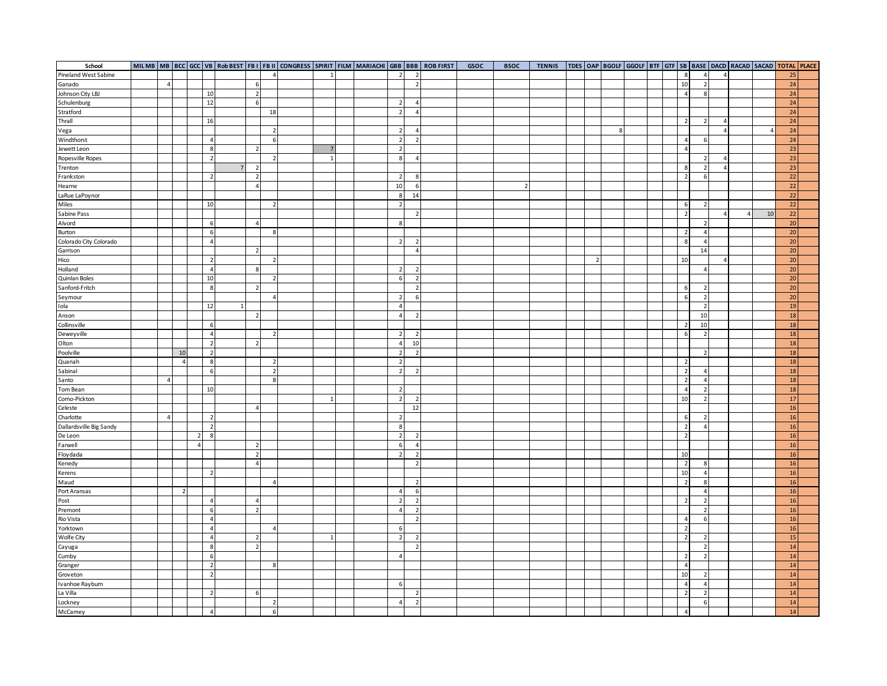| School | MIL MB | MB | BCC | GCC | VB | Rob BEST | FB I | FB II | CONGRESS | SPIRIT | FILM | MARIACHI | GBB | BBB | ROB FIRST | GSOC | BSOC | TENNIS | TDES | OAP | BGOLF | GGOLF | BTF | GTF | SB | BASE | DACD | RACAD | SACAD | TOTAL | PLACE |
|---|---|---|---|---|---|---|---|---|---|---|---|---|---|---|---|---|---|---|---|---|---|---|---|---|---|---|---|---|---|---|---|
| Pineland West Sabine | | | | | | | | 4 | | 1 | | | 2 | 2 | | | | | | | | | | | 8 | 4 | 4 | | | 25 | |
| Ganado | | 4 | | | | | 6 | | | | | | | 2 | | | | | | | | | | | 10 | 2 | | | | 24 | |
| Johnson City LBJ | | | | | 10 | | 2 | | | | | | | | | | | | | | | | | | 4 | 8 | | | | 24 | |
| Schulenburg | | | | | 12 | | 6 | | | | | | 2 | 4 | | | | | | | | | | | | | | | | 24 | |
| Stratford | | | | | | | | 18 | | | | | 2 | 4 | | | | | | | | | | | | | | | | 24 | |
| Thrall | | | | | 16 | | | | | | | | | | | | | | | | | | | | 2 | 2 | 4 | | | 24 | |
| Vega | | | | | | | | 2 | | | | | 2 | 4 | | | | | | | 8 | | | | | | 4 | | 4 | 24 | |
| Windthorst | | | | | 4 | | | 6 | | | | | 2 | 2 | | | | | | | | | | | 4 | 6 | | | | 24 | |
| Jewett Leon | | | | | 8 | | 2 | | | 7 | | | 2 | | | | | | | | | | | | 4 | | | | | 23 | |
| Ropesville Ropes | | | | | 2 | | | 2 | | 1 | | | 8 | 4 | | | | | | | | | | | | 2 | 4 | | | 23 | |
| Trenton | | | | | | 7 | 2 | | | | | | | | | | | | | | | | | | 8 | 2 | 4 | | | 23 | |
| Frankston | | | | | 2 | | 2 | | | | | | 2 | 8 | | | | | | | | | | | 2 | 6 | | | | 22 | |
| Hearne | | | | | | | 4 | | | | | | 10 | 6 | | | 2 | | | | | | | | | | | | | 22 | |
| LaRue LaPoynor | | | | | | | | | | | | | 8 | 14 | | | | | | | | | | | | | | | | 22 | |
| Miles | | | | | 10 | | | 2 | | | | | 2 | | | | | | | | | | | | 6 | 2 | | | | 22 | |
| Sabine Pass | | | | | | | | | | | | | | 2 | | | | | | | | | | | 2 | | 4 | 4 | 10 | 22 | |
| Alvord | | | | | 6 | | 4 | | | | | | 8 | | | | | | | | | | | | | 2 | | | | 20 | |
| Burton | | | | | 6 | | | 8 | | | | | | | | | | | | | | | | | 2 | 4 | | | | 20 | |
| Colorado City Colorado | | | | | 4 | | | | | | | | 2 | 2 | | | | | | | | | | | 8 | 4 | | | | 20 | |
| Garrison | | | | | | | 2 | | | | | | | 4 | | | | | | | | | | | | 14 | | | | 20 | |
| Hico | | | | | 2 | | | 2 | | | | | | | | | | | | 2 | | | | | 10 | | 4 | | | 20 | |
| Holland | | | | | 4 | | 8 | | | | | | 2 | 2 | | | | | | | | | | | | 4 | | | | 20 | |
| Quinlan Boles | | | | | 10 | | | 2 | | | | | 6 | 2 | | | | | | | | | | | | | | | | 20 | |
| Sanford-Fritch | | | | | 8 | | 2 | | | | | | | 2 | | | | | | | | | | | 6 | 2 | | | | 20 | |
| Seymour | | | | | | | | 4 | | | | | 2 | 6 | | | | | | | | | | | 6 | 2 | | | | 20 | |
| Iola | | | | | 12 | 1 | | | | | | | 4 | | | | | | | | | | | | | 2 | | | | 19 | |
| Anson | | | | | | | 2 | | | | | | 4 | 2 | | | | | | | | | | | | 10 | | | | 18 | |
| Collinsville | | | | | 6 | | | | | | | | | | | | | | | | | | | | 2 | 10 | | | | 18 | |
| Deweyville | | | | | 4 | | | 2 | | | | | 2 | 2 | | | | | | | | | | | 6 | 2 | | | | 18 | |
| Olton | | | | | 2 | | 2 | | | | | | 4 | 10 | | | | | | | | | | | | | | | | 18 | |
| Poolville | | | 10 | | 2 | | | | | | | | 2 | 2 | | | | | | | | | | | | 2 | | | | 18 | |
| Quanah | | | 4 | | 8 | | | 2 | | | | | 2 | | | | | | | | | | | | 2 | | | | | 18 | |
| Sabinal | | | | | 6 | | | 2 | | | | | 2 | 2 | | | | | | | | | | | 2 | 4 | | | | 18 | |
| Santo | | 4 | | | | | | 8 | | | | | | | | | | | | | | | | | 2 | 4 | | | | 18 | |
| Tom Bean | | | | | 10 | | | | | | | | 2 | | | | | | | | | | | | 4 | 2 | | | | 18 | |
| Como-Pickton | | | | | | | | | | 1 | | | 2 | 2 | | | | | | | | | | | 10 | 2 | | | | 17 | |
| Celeste | | | | | | | 4 | | | | | | | 12 | | | | | | | | | | | | | | | | 16 | |
| Charlotte | | 4 | | | 2 | | | | | | | | 2 | | | | | | | | | | | | 6 | 2 | | | | 16 | |
| Dallardsville Big Sandy | | | | | 2 | | | | | | | | 8 | | | | | | | | | | | | 2 | 4 | | | | 16 | |
| De Leon | | | | 2 | 8 | | | | | | | | 2 | 2 | | | | | | | | | | | 2 | | | | | 16 | |
| Farwell | | | | 4 | | | 2 | | | | | | 6 | 4 | | | | | | | | | | | | | | | | 16 | |
| Floydada | | | | | | | 2 | | | | | | 2 | 2 | | | | | | | | | | | 10 | | | | | 16 | |
| Kenedy | | | | | | | 4 | | | | | | | 2 | | | | | | | | | | | 2 | 8 | | | | 16 | |
| Kerens | | | | | 2 | | | | | | | | | | | | | | | | | | | | 10 | 4 | | | | 16 | |
| Maud | | | | | | | | 4 | | | | | | 2 | | | | | | | | | | | 2 | 8 | | | | 16 | |
| Port Aransas | | | 2 | | | | | | | | | | 4 | 6 | | | | | | | | | | | | 4 | | | | 16 | |
| Post | | | | | 4 | | 4 | | | | | | 2 | 2 | | | | | | | | | | | 2 | 2 | | | | 16 | |
| Premont | | | | | 6 | | 2 | | | | | | 4 | 2 | | | | | | | | | | | | 2 | | | | 16 | |
| Rio Vista | | | | | 4 | | | | | | | | | 2 | | | | | | | | | | | 4 | 6 | | | | 16 | |
| Yorktown | | | | | 4 | | | 4 | | | | | 6 | | | | | | | | | | | | 2 | | | | | 16 | |
| Wolfe City | | | | | 4 | | 2 | | | 1 | | | 2 | 2 | | | | | | | | | | | 2 | 2 | | | | 15 | |
| Cayuga | | | | | 8 | | 2 | | | | | | | 2 | | | | | | | | | | | | 2 | | | | 14 | |
| Cumby | | | | | 6 | | | | | | | | 4 | | | | | | | | | | | | 2 | 2 | | | | 14 | |
| Granger | | | | | 2 | | | 8 | | | | | | | | | | | | | | | | | 4 | | | | | 14 | |
| Groveton | | | | | 2 | | | | | | | | | | | | | | | | | | | | 10 | 2 | | | | 14 | |
| Ivanhoe Rayburn | | | | | | | | | | | | | 6 | | | | | | | | | | | | 4 | 4 | | | | 14 | |
| La Villa | | | | | 2 | | 6 | | | | | | | 2 | | | | | | | | | | | 2 | 2 | | | | 14 | |
| Lockney | | | | | | | | 2 | | | | | 4 | 2 | | | | | | | | | | | | 6 | | | | 14 | |
| McCamey | | | | | 4 | | | 6 | | | | | | | | | | | | | | | | | 4 | | | | | 14 | |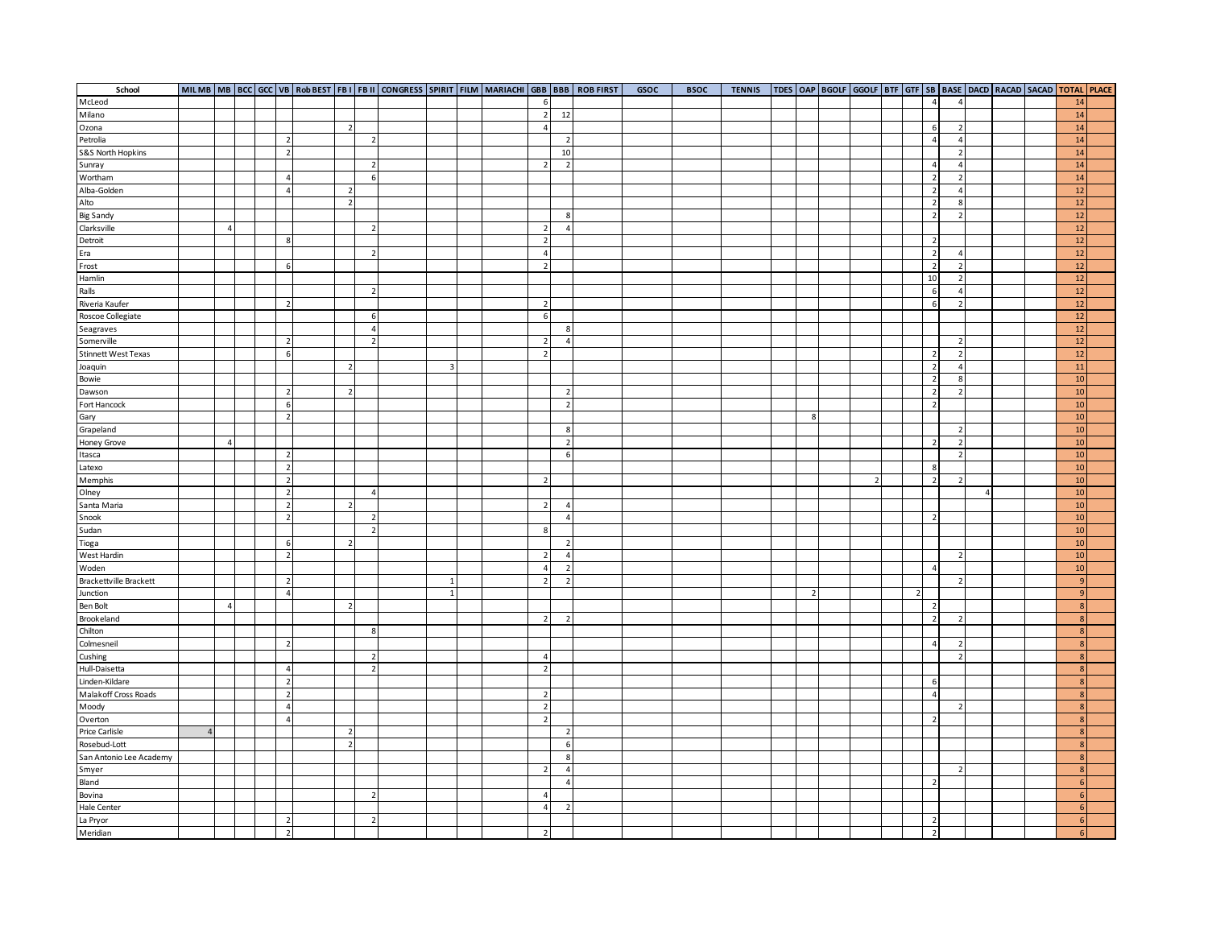| School | MIL MB | MB | BCC | GCC | VB | Rob BEST | FB I | FB II | CONGRESS | SPIRIT | FILM | MARIACHI | GBB | BBB | ROB FIRST | GSOC | BSOC | TENNIS | TDES | OAP | BGOLF | GGOLF | BTF | GTF | SB | BASE | DACD | RACAD | SACAD | TOTAL | PLACE |
|---|---|---|---|---|---|---|---|---|---|---|---|---|---|---|---|---|---|---|---|---|---|---|---|---|---|---|---|---|---|---|---|
| McLeod | | | | | | | | | | | | | 6 | | | | | | | | | | | | 4 | 4 | | | | 14 | |
| Milano | | | | | | | | | | | | | 2 | 12 | | | | | | | | | | | | | | | | 14 | |
| Ozona | | | | | | | 2 | | | | | | 4 | | | | | | | | | | | | 6 | 2 | | | | 14 | |
| Petrolia | | | | | 2 | | | 2 | | | | | | 2 | | | | | | | | | | | 4 | 4 | | | | 14 | |
| S&S North Hopkins | | | | | 2 | | | | | | | | | 10 | | | | | | | | | | | | 2 | | | | 14 | |
| Sunray | | | | | | | | 2 | | | | | 2 | 2 | | | | | | | | | | | 4 | 4 | | | | 14 | |
| Wortham | | | | | 4 | | | 6 | | | | | | | | | | | | | | | | | 2 | 2 | | | | 14 | |
| Alba-Golden | | | | | 4 | | 2 | | | | | | | | | | | | | | | | | | 2 | 4 | | | | 12 | |
| Alto | | | | | | | 2 | | | | | | | | | | | | | | | | | | 2 | 8 | | | | 12 | |
| Big Sandy | | | | | | | | | | | | | | 8 | | | | | | | | | | | 2 | 2 | | | | 12 | |
| Clarksville | | 4 | | | | | | 2 | | | | | 2 | 4 | | | | | | | | | | | | | | | | 12 | |
| Detroit | | | | | 8 | | | | | | | | 2 | | | | | | | | | | | | 2 | | | | | 12 | |
| Era | | | | | | | | 2 | | | | | 4 | | | | | | | | | | | | 2 | 4 | | | | 12 | |
| Frost | | | | | 6 | | | | | | | | 2 | | | | | | | | | | | | 2 | 2 | | | | 12 | |
| Hamlin | | | | | | | | | | | | | | | | | | | | | | | | | 10 | 2 | | | | 12 | |
| Ralls | | | | | | | | 2 | | | | | | | | | | | | | | | | | 6 | 4 | | | | 12 | |
| Riveria Kaufer | | | | | 2 | | | | | | | | 2 | | | | | | | | | | | | 6 | 2 | | | | 12 | |
| Roscoe Collegiate | | | | | | | | 6 | | | | | 6 | | | | | | | | | | | | | | | | | 12 | |
| Seagraves | | | | | | | | 4 | | | | | | 8 | | | | | | | | | | | | | | | | 12 | |
| Somerville | | | | | 2 | | | 2 | | | | | 2 | 4 | | | | | | | | | | | | 2 | | | | 12 | |
| Stinnett West Texas | | | | | 6 | | | | | | | | 2 | | | | | | | | | | | | 2 | 2 | | | | 12 | |
| Joaquin | | | | | | | 2 | | | 3 | | | | | | | | | | | | | | | 2 | 4 | | | | 11 | |
| Bowie | | | | | | | | | | | | | | | | | | | | | | | | | 2 | 8 | | | | 10 | |
| Dawson | | | | | 2 | | 2 | | | | | | | 2 | | | | | | | | | | | 2 | 2 | | | | 10 | |
| Fort Hancock | | | | | 6 | | | | | | | | | 2 | | | | | | | | | | | 2 | | | | | 10 | |
| Gary | | | | | 2 | | | | | | | | | | | | | | | 8 | | | | | | | | | | 10 | |
| Grapeland | | | | | | | | | | | | | | 8 | | | | | | | | | | | | 2 | | | | 10 | |
| Honey Grove | | 4 | | | | | | | | | | | | 2 | | | | | | | | | | | 2 | 2 | | | | 10 | |
| Itasca | | | | | 2 | | | | | | | | | 6 | | | | | | | | | | | | 2 | | | | 10 | |
| Latexo | | | | | 2 | | | | | | | | | | | | | | | | | | | | 8 | | | | | 10 | |
| Memphis | | | | | 2 | | | | | | | | 2 | | | | | | | | | 2 | | | 2 | 2 | | | | 10 | |
| Olney | | | | | 2 | | | 4 | | | | | | | | | | | | | | | | | | | 4 | | | 10 | |
| Santa Maria | | | | | 2 | | 2 | | | | | | 2 | 4 | | | | | | | | | | | | | | | | 10 | |
| Snook | | | | | 2 | | | 2 | | | | | | 4 | | | | | | | | | | | 2 | | | | | 10 | |
| Sudan | | | | | | | | 2 | | | | | 8 | | | | | | | | | | | | | | | | | 10 | |
| Tioga | | | | | 6 | | 2 | | | | | | | 2 | | | | | | | | | | | | | | | | 10 | |
| West Hardin | | | | | 2 | | | | | | | | 2 | 4 | | | | | | | | | | | | 2 | | | | 10 | |
| Woden | | | | | | | | | | | | | 4 | 2 | | | | | | | | | | | 4 | | | | | 10 | |
| Brackettville Brackett | | | | | 2 | | | | | 1 | | | 2 | 2 | | | | | | | | | | | | 2 | | | | 9 | |
| Junction | | | | | 4 | | | | | 1 | | | | | | | | | | 2 | | | | 2 | | | | | | 9 | |
| Ben Bolt | | 4 | | | | | 2 | | | | | | | | | | | | | | | | | | 2 | | | | | 8 | |
| Brookeland | | | | | | | | | | | | | 2 | 2 | | | | | | | | | | | 2 | 2 | | | | 8 | |
| Chilton | | | | | | | | 8 | | | | | | | | | | | | | | | | | | | | | | 8 | |
| Colmesneil | | | | | 2 | | | | | | | | | | | | | | | | | | | | 4 | 2 | | | | 8 | |
| Cushing | | | | | | | | 2 | | | | | 4 | | | | | | | | | | | | | 2 | | | | 8 | |
| Hull-Daisetta | | | | | 4 | | | 2 | | | | | 2 | | | | | | | | | | | | | | | | | 8 | |
| Linden-Kildare | | | | | 2 | | | | | | | | | | | | | | | | | | | | 6 | | | | | 8 | |
| Malakoff Cross Roads | | | | | 2 | | | | | | | | 2 | | | | | | | | | | | | 4 | | | | | 8 | |
| Moody | | | | | 4 | | | | | | | | 2 | | | | | | | | | | | | | 2 | | | | 8 | |
| Overton | | | | | 4 | | | | | | | | 2 | | | | | | | | | | | | 2 | | | | | 8 | |
| Price Carlisle | 4 | | | | | | 2 | | | | | | | 2 | | | | | | | | | | | | | | | | 8 | |
| Rosebud-Lott | | | | | | | 2 | | | | | | | 6 | | | | | | | | | | | | | | | | 8 | |
| San Antonio Lee Academy | | | | | | | | | | | | | | 8 | | | | | | | | | | | | | | | | 8 | |
| Smyer | | | | | | | | | | | | | 2 | 4 | | | | | | | | | | | | 2 | | | | 8 | |
| Bland | | | | | | | | | | | | | | 4 | | | | | | | | | | | 2 | | | | | 6 | |
| Bovina | | | | | | | | 2 | | | | | 4 | | | | | | | | | | | | | | | | | 6 | |
| Hale Center | | | | | | | | | | | | | 4 | 2 | | | | | | | | | | | | | | | | 6 | |
| La Pryor | | | | | 2 | | | 2 | | | | | | | | | | | | | | | | | 2 | | | | | 6 | |
| Meridian | | | | | 2 | | | | | | | | 2 | | | | | | | | | | | | 2 | | | | | 6 | |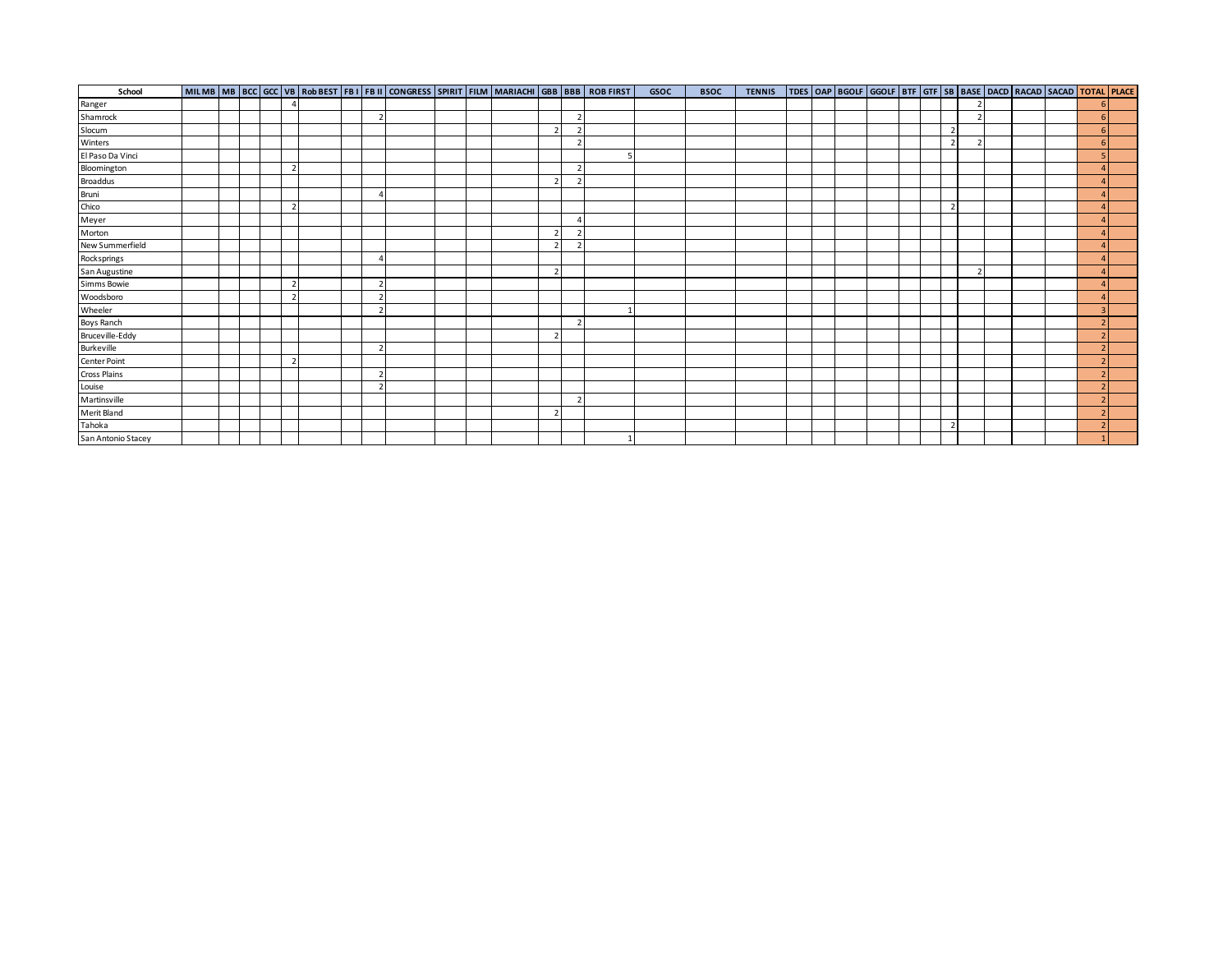| School | MIL MB | MB | BCC | GCC | VB | Rob BEST | FB I | FB II | CONGRESS | SPIRIT | FILM | MARIACHI | GBB | BBB | ROB FIRST | GSOC | BSOC | TENNIS | TDES | OAP | BGOLF | GGOLF | BTF | GTF | SB | BASE | DACD | RACAD | SACAD | TOTAL | PLACE |
|---|---|---|---|---|---|---|---|---|---|---|---|---|---|---|---|---|---|---|---|---|---|---|---|---|---|---|---|---|---|---|---|
| Ranger | | | | | 4 | | | | | | | | | | | | | | | | | | | | | 2 | | | | 6 | |
| Shamrock | | | | | | | | 2 | | | | | | 2 | | | | | | | | | | | | 2 | | | | 6 | |
| Slocum | | | | | | | | | | | | | 2 | 2 | | | | | | | | | | | 2 | | | | | 6 | |
| Winters | | | | | | | | | | | | | | 2 | | | | | | | | | | | 2 | 2 | | | | 6 | |
| El Paso Da Vinci | | | | | | | | | | | | | | | 5 | | | | | | | | | | | | | | | 5 | |
| Bloomington | | | | | 2 | | | | | | | | | 2 | | | | | | | | | | | | | | | | 4 | |
| Broaddus | | | | | | | | | | | | | 2 | 2 | | | | | | | | | | | | | | | | 4 | |
| Bruni | | | | | | | | 4 | | | | | | | | | | | | | | | | | | | | | | 4 | |
| Chico | | | | | 2 | | | | | | | | | | | | | | | | | | | | 2 | | | | | 4 | |
| Meyer | | | | | | | | | | | | | | 4 | | | | | | | | | | | | | | | | 4 | |
| Morton | | | | | | | | | | | | | 2 | 2 | | | | | | | | | | | | | | | | 4 | |
| New Summerfield | | | | | | | | | | | | | 2 | 2 | | | | | | | | | | | | | | | | 4 | |
| Rocksprings | | | | | | | | 4 | | | | | | | | | | | | | | | | | | | | | | 4 | |
| San Augustine | | | | | | | | | | | | | 2 | | | | | | | | | | | | | 2 | | | | 4 | |
| Simms Bowie | | | | | 2 | | | 2 | | | | | | | | | | | | | | | | | | | | | | 4 | |
| Woodsboro | | | | | 2 | | | 2 | | | | | | | | | | | | | | | | | | | | | | 4 | |
| Wheeler | | | | | | | | 2 | | | | | | | 1 | | | | | | | | | | | | | | | 3 | |
| Boys Ranch | | | | | | | | | | | | | | 2 | | | | | | | | | | | | | | | | 2 | |
| Bruceville-Eddy | | | | | | | | | | | | | 2 | | | | | | | | | | | | | | | | | 2 | |
| Burkeville | | | | | | | | 2 | | | | | | | | | | | | | | | | | | | | | | 2 | |
| Center Point | | | | | 2 | | | | | | | | | | | | | | | | | | | | | | | | | 2 | |
| Cross Plains | | | | | | | | 2 | | | | | | | | | | | | | | | | | | | | | | 2 | |
| Louise | | | | | | | | 2 | | | | | | | | | | | | | | | | | | | | | | 2 | |
| Martinsville | | | | | | | | | | | | | | 2 | | | | | | | | | | | | | | | | 2 | |
| Merit Bland | | | | | | | | | | | | | 2 | | | | | | | | | | | | | | | | | 2 | |
| Tahoka | | | | | | | | | | | | | | | | | | | | | | | | | 2 | | | | | 2 | |
| San Antonio Stacey | | | | | | | | | | | | | | | 1 | | | | | | | | | | | | | | | 1 | |